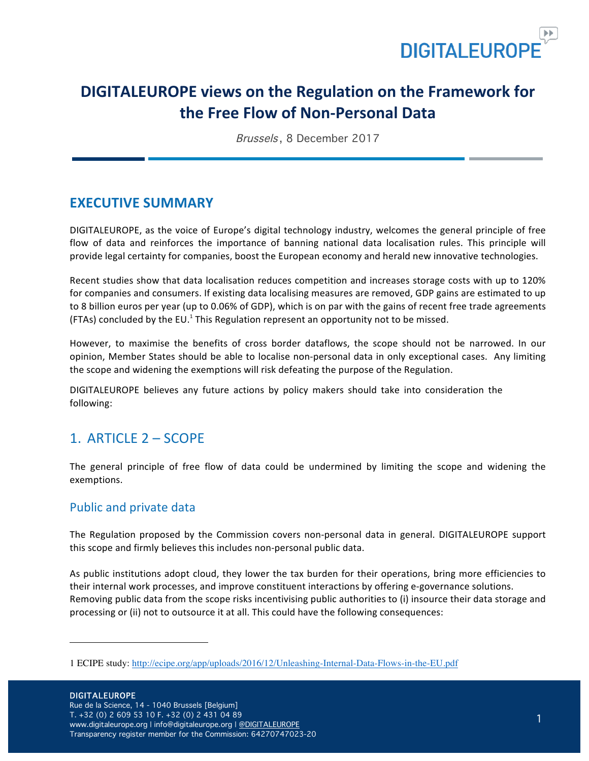# DIGITALEUROPE views on the Regulation on the Framework for the Free Flow of Non-Personal Data

*Brussels*, 8 December 2017

## EXECUTIVE SUMMARY

DIGITALEUROPE, as the voice of Europe's digital technology industry, welcomes the general principle of free flow of data and reinforces the importance of banning national data localisation rules. This principle will provide legal certainty for companies, boost the European economy and herald new innovative technologies.

Recent studies show that data localisation reduces competition and increases storage costs with up to 120% for companies and consumers. If existing data localising measures are removed, GDP gains are estimated to up to 8 billion euros per year (up to 0.06% of GDP), which is on par with the gains of recent free trade agreements (FTAs) concluded by the EU.[1] This Regulation represent an opportunity not to be missed.

However, to maximise the benefits of cross border dataflows, the scope should not be narrowed. In our opinion, Member States should be able to localise non-personal data in only exceptional cases. Any limiting the scope and widening the exemptions will risk defeating the purpose of the Regulation.

DIGITALEUROPE believes any future actions by policy makers should take into consideration the following:

## 1. ARTICLE 2 – SCOPE

The general principle of free flow of data could be undermined by limiting the scope and widening the exemptions.

### Public and private data

The Regulation proposed by the Commission covers non-personal data in general. DIGITALEUROPE support this scope and firmly believes this includes non-personal public data.

As public institutions adopt cloud, they lower the tax burden for their operations, bring more efficiencies to their internal work processes, and improve constituent interactions by offering e-governance solutions. Removing public data from the scope risks incentivising public authorities to (i) insource their data storage and processing or (ii) not to outsource it at all. This could have the following consequences:

---

1 ECIPE study: http://ecipe.org/app/uploads/2016/12/Unleashing-Internal-Data-Flows-in-the-EU.pdf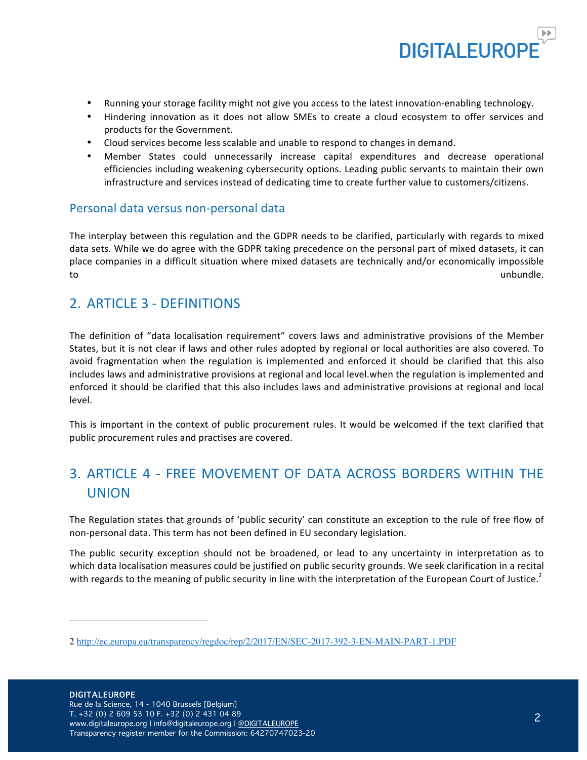- Running your storage facility might not give you access to the latest innovation-enabling technology.
- Hindering innovation as it does not allow SMEs to create a cloud ecosystem to offer services and products for the Government.
- Cloud services become less scalable and unable to respond to changes in demand.
- Member States could unnecessarily increase capital expenditures and decrease operational efficiencies including weakening cybersecurity options. Leading public servants to maintain their own infrastructure and services instead of dedicating time to create further value to customers/citizens.

### Personal data versus non-personal data

The interplay between this regulation and the GDPR needs to be clarified, particularly with regards to mixed data sets. While we do agree with the GDPR taking precedence on the personal part of mixed datasets, it can place companies in a difficult situation where mixed datasets are technically and/or economically impossible to unbundle.

## 2. ARTICLE 3 - DEFINITIONS

The definition of "data localisation requirement" covers laws and administrative provisions of the Member States, but it is not clear if laws and other rules adopted by regional or local authorities are also covered. To avoid fragmentation when the regulation is implemented and enforced it should be clarified that this also includes laws and administrative provisions at regional and local level.when the regulation is implemented and enforced it should be clarified that this also includes laws and administrative provisions at regional and local level.

This is important in the context of public procurement rules. It would be welcomed if the text clarified that public procurement rules and practises are covered.

## 3. ARTICLE 4 - FREE MOVEMENT OF DATA ACROSS BORDERS WITHIN THE UNION

The Regulation states that grounds of 'public security' can constitute an exception to the rule of free flow of non-personal data. This term has not been defined in EU secondary legislation.

The public security exception should not be broadened, or lead to any uncertainty in interpretation as to which data localisation measures could be justified on public security grounds. We seek clarification in a recital with regards to the meaning of public security in line with the interpretation of the European Court of Justice.[2]

---

2 http://ec.europa.eu/transparency/regdoc/rep/2/2017/EN/SEC-2017-392-3-EN-MAIN-PART-1.PDF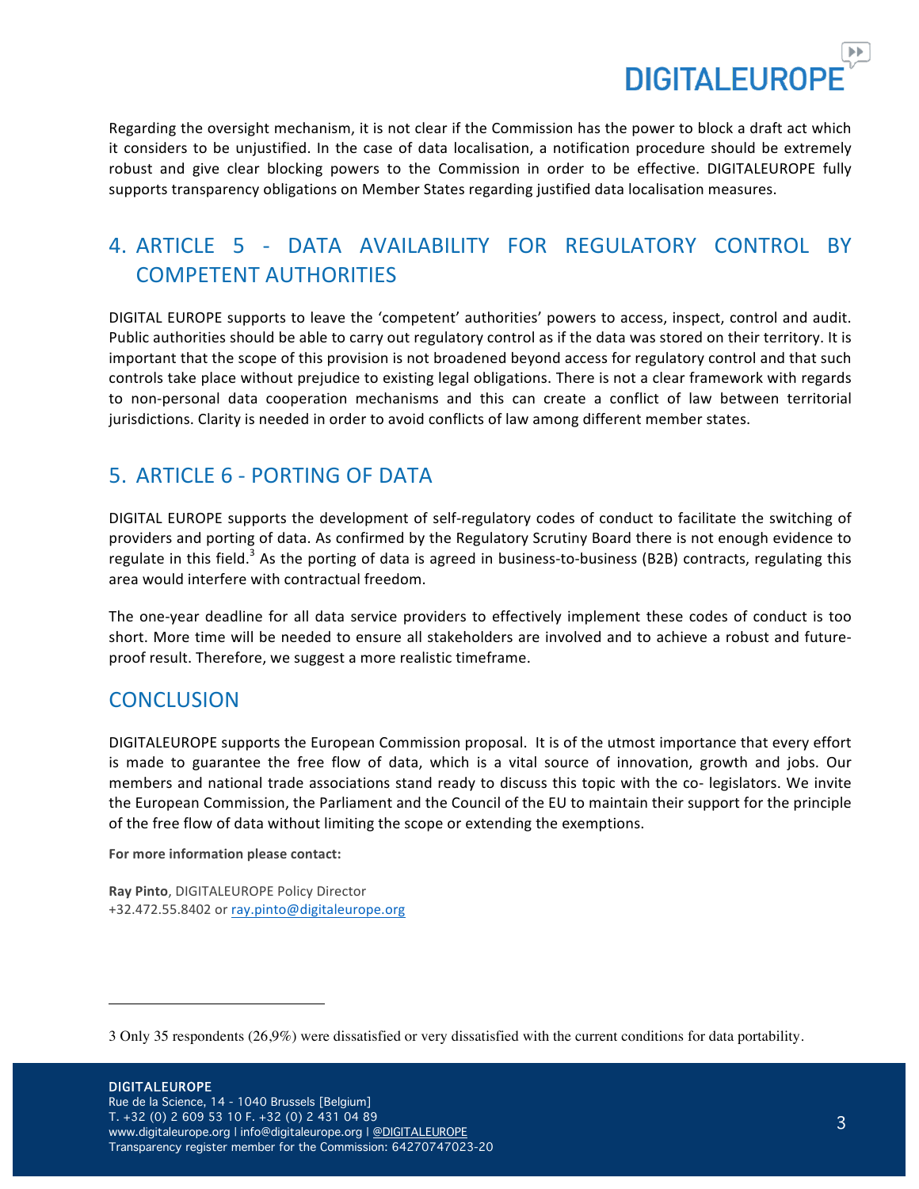Regarding the oversight mechanism, it is not clear if the Commission has the power to block a draft act which it considers to be unjustified. In the case of data localisation, a notification procedure should be extremely robust and give clear blocking powers to the Commission in order to be effective. DIGITALEUROPE fully supports transparency obligations on Member States regarding justified data localisation measures.

## 4. ARTICLE 5 - DATA AVAILABILITY FOR REGULATORY CONTROL BY COMPETENT AUTHORITIES

DIGITAL EUROPE supports to leave the 'competent' authorities' powers to access, inspect, control and audit. Public authorities should be able to carry out regulatory control as if the data was stored on their territory. It is important that the scope of this provision is not broadened beyond access for regulatory control and that such controls take place without prejudice to existing legal obligations. There is not a clear framework with regards to non-personal data cooperation mechanisms and this can create a conflict of law between territorial jurisdictions. Clarity is needed in order to avoid conflicts of law among different member states.

## 5. ARTICLE 6 - PORTING OF DATA

DIGITAL EUROPE supports the development of self-regulatory codes of conduct to facilitate the switching of providers and porting of data. As confirmed by the Regulatory Scrutiny Board there is not enough evidence to regulate in this field.[3] As the porting of data is agreed in business-to-business (B2B) contracts, regulating this area would interfere with contractual freedom.

The one-year deadline for all data service providers to effectively implement these codes of conduct is too short. More time will be needed to ensure all stakeholders are involved and to achieve a robust and future-proof result. Therefore, we suggest a more realistic timeframe.

## CONCLUSION

DIGITALEUROPE supports the European Commission proposal. It is of the utmost importance that every effort is made to guarantee the free flow of data, which is a vital source of innovation, growth and jobs. Our members and national trade associations stand ready to discuss this topic with the co- legislators. We invite the European Commission, the Parliament and the Council of the EU to maintain their support for the principle of the free flow of data without limiting the scope or extending the exemptions.

**For more information please contact:**

**Ray Pinto**, DIGITALEUROPE Policy Director
+32.472.55.8402 or ray.pinto@digitaleurope.org

---

3 Only 35 respondents (26,9%) were dissatisfied or very dissatisfied with the current conditions for data portability.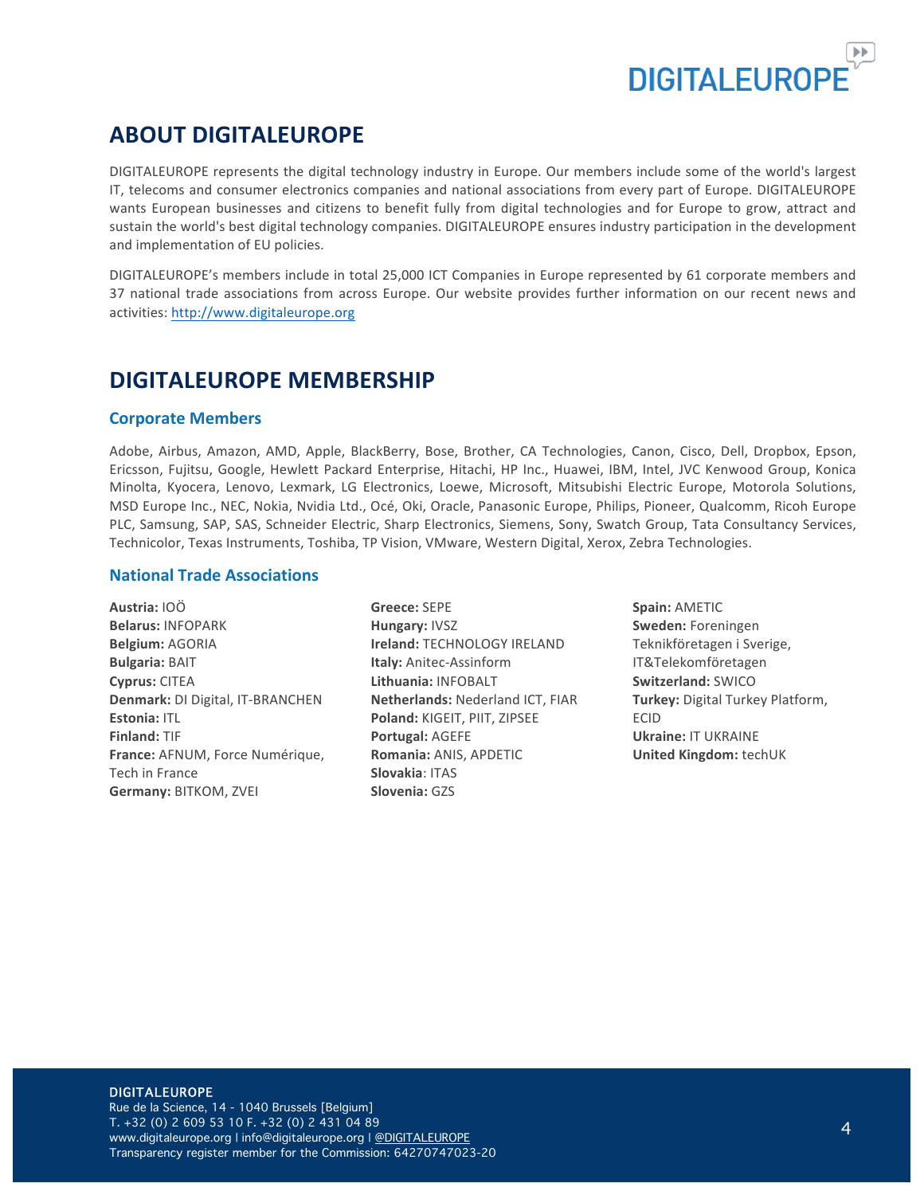## ABOUT DIGITALEUROPE

DIGITALEUROPE represents the digital technology industry in Europe. Our members include some of the world's largest IT, telecoms and consumer electronics companies and national associations from every part of Europe. DIGITALEUROPE wants European businesses and citizens to benefit fully from digital technologies and for Europe to grow, attract and sustain the world's best digital technology companies. DIGITALEUROPE ensures industry participation in the development and implementation of EU policies.

DIGITALEUROPE's members include in total 25,000 ICT Companies in Europe represented by 61 corporate members and 37 national trade associations from across Europe. Our website provides further information on our recent news and activities: http://www.digitaleurope.org

## DIGITALEUROPE MEMBERSHIP

### Corporate Members

Adobe, Airbus, Amazon, AMD, Apple, BlackBerry, Bose, Brother, CA Technologies, Canon, Cisco, Dell, Dropbox, Epson, Ericsson, Fujitsu, Google, Hewlett Packard Enterprise, Hitachi, HP Inc., Huawei, IBM, Intel, JVC Kenwood Group, Konica Minolta, Kyocera, Lenovo, Lexmark, LG Electronics, Loewe, Microsoft, Mitsubishi Electric Europe, Motorola Solutions, MSD Europe Inc., NEC, Nokia, Nvidia Ltd., Océ, Oki, Oracle, Panasonic Europe, Philips, Pioneer, Qualcomm, Ricoh Europe PLC, Samsung, SAP, SAS, Schneider Electric, Sharp Electronics, Siemens, Sony, Swatch Group, Tata Consultancy Services, Technicolor, Texas Instruments, Toshiba, TP Vision, VMware, Western Digital, Xerox, Zebra Technologies.

### National Trade Associations

**Austria:** IOÖ
**Belarus:** INFOPARK
**Belgium:** AGORIA
**Bulgaria:** BAIT
**Cyprus:** CITEA
**Denmark:** DI Digital, IT-BRANCHEN
**Estonia:** ITL
**Finland:** TIF
**France:** AFNUM, Force Numérique, Tech in France
**Germany:** BITKOM, ZVEI
**Greece:** SEPE
**Hungary:** IVSZ
**Ireland:** TECHNOLOGY IRELAND
**Italy:** Anitec-Assinform
**Lithuania:** INFOBALT
**Netherlands:** Nederland ICT, FIAR
**Poland:** KIGEIT, PIIT, ZIPSEE
**Portugal:** AGEFE
**Romania:** ANIS, APDETIC
**Slovakia**: ITAS
**Slovenia:** GZS
**Spain:** AMETIC
**Sweden:** Foreningen Teknikföretagen i Sverige, IT&Telekomföretagen
**Switzerland:** SWICO
**Turkey:** Digital Turkey Platform, ECID
**Ukraine:** IT UKRAINE
**United Kingdom:** techUK

DIGITALEUROPE
Rue de la Science, 14 - 1040 Brussels [Belgium]
T. +32 (0) 2 609 53 10 F. +32 (0) 2 431 04 89
www.digitaleurope.org | info@digitaleurope.org | @DIGITALEUROPE
Transparency register member for the Commission: 64270747023-20